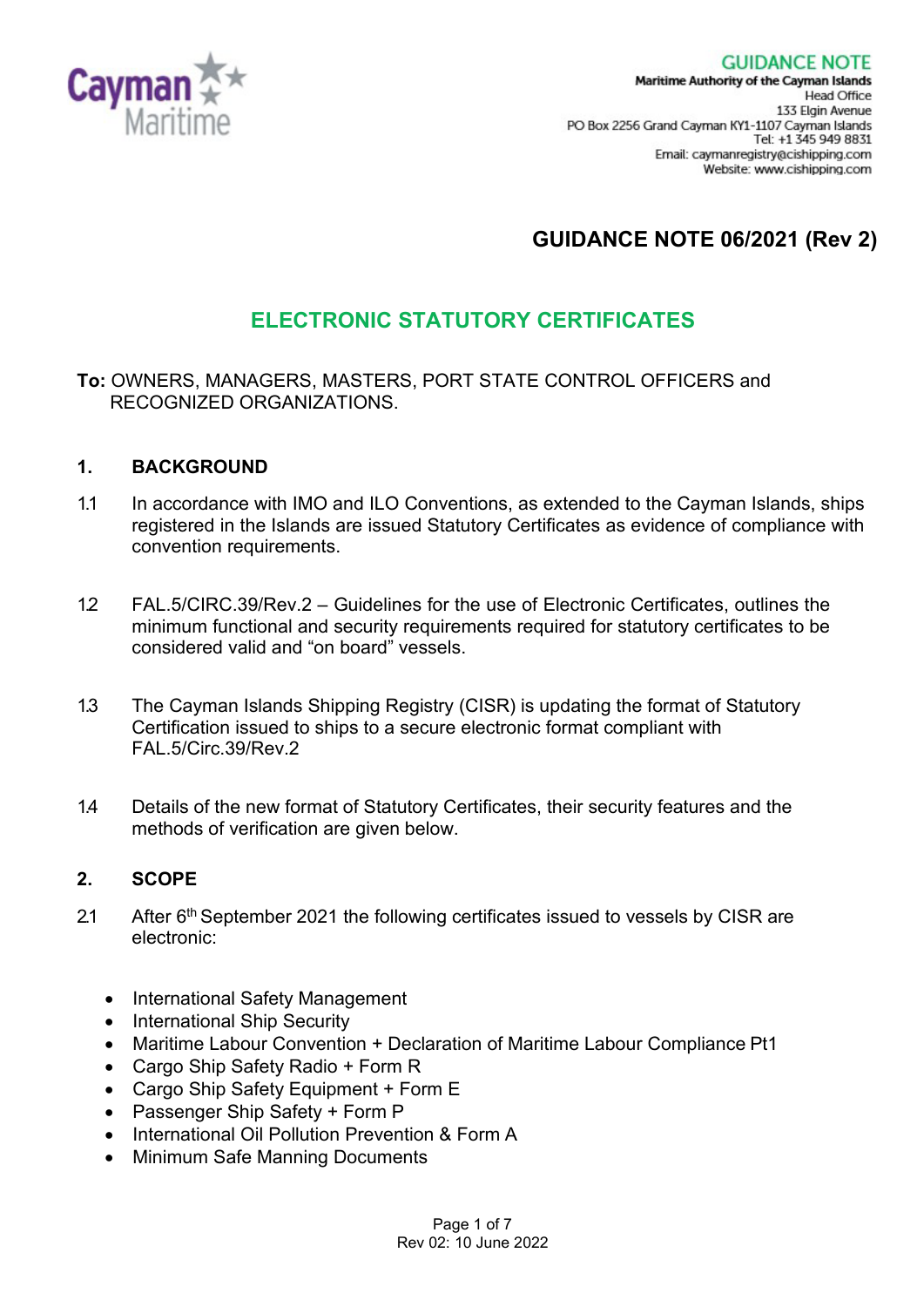**GUIDANCE NOTE**
**Maritime Authority of the Cayman Islands**
Head Office
133 Elgin Avenue
PO Box 2256 Grand Cayman KY1-1107 Cayman Islands
Tel: +1 345 949 8831
Email: caymanregistry@cishipping.com
Website: www.cishipping.com

# GUIDANCE NOTE 06/2021 (Rev 2)

## ELECTRONIC STATUTORY CERTIFICATES

**To:** OWNERS, MANAGERS, MASTERS, PORT STATE CONTROL OFFICERS and RECOGNIZED ORGANIZATIONS.

### 1. BACKGROUND

1.1 In accordance with IMO and ILO Conventions, as extended to the Cayman Islands, ships registered in the Islands are issued Statutory Certificates as evidence of compliance with convention requirements.

1.2 FAL.5/CIRC.39/Rev.2 – Guidelines for the use of Electronic Certificates, outlines the minimum functional and security requirements required for statutory certificates to be considered valid and "on board" vessels.

1.3 The Cayman Islands Shipping Registry (CISR) is updating the format of Statutory Certification issued to ships to a secure electronic format compliant with FAL.5/Circ.39/Rev.2

1.4 Details of the new format of Statutory Certificates, their security features and the methods of verification are given below.

### 2. SCOPE

2.1 After 6th September 2021 the following certificates issued to vessels by CISR are electronic:

- International Safety Management
- International Ship Security
- Maritime Labour Convention + Declaration of Maritime Labour Compliance Pt1
- Cargo Ship Safety Radio + Form R
- Cargo Ship Safety Equipment + Form E
- Passenger Ship Safety + Form P
- International Oil Pollution Prevention & Form A
- Minimum Safe Manning Documents

Rev 02: 10 June 2022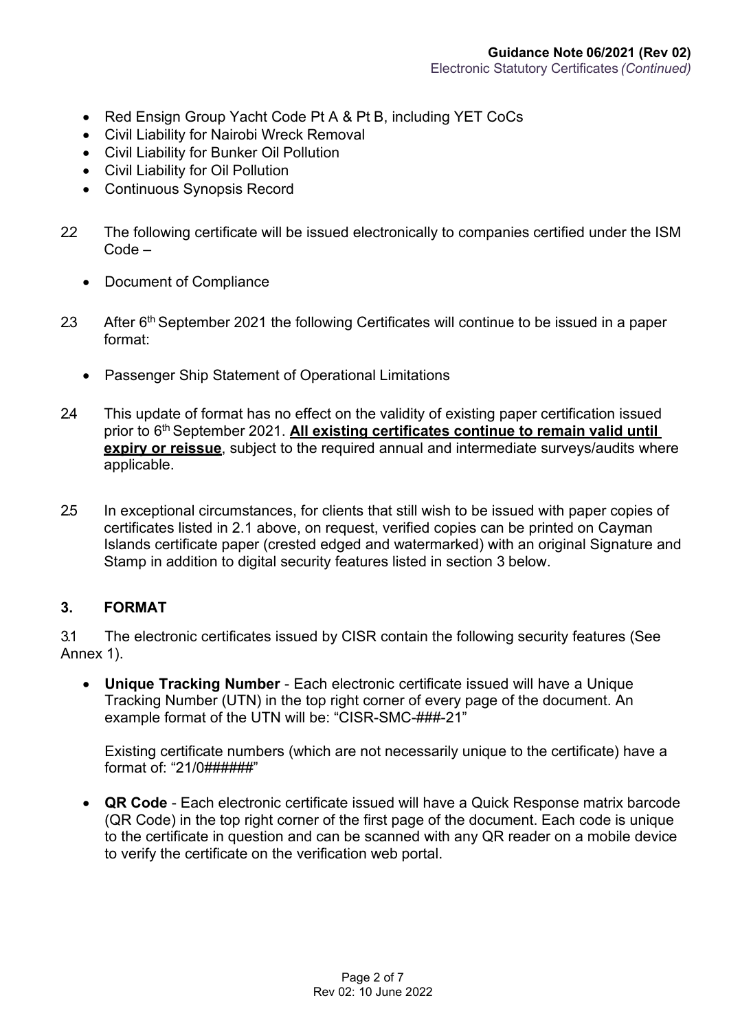- Red Ensign Group Yacht Code Pt A & Pt B, including YET CoCs
- Civil Liability for Nairobi Wreck Removal
- Civil Liability for Bunker Oil Pollution
- Civil Liability for Oil Pollution
- Continuous Synopsis Record

2.2 The following certificate will be issued electronically to companies certified under the ISM Code –

- Document of Compliance

2.3 After 6th September 2021 the following Certificates will continue to be issued in a paper format:

- Passenger Ship Statement of Operational Limitations

2.4 This update of format has no effect on the validity of existing paper certification issued prior to 6th September 2021. **<u>All existing certificates continue to remain valid until expiry or reissue</u>**, subject to the required annual and intermediate surveys/audits where applicable.

2.5 In exceptional circumstances, for clients that still wish to be issued with paper copies of certificates listed in 2.1 above, on request, verified copies can be printed on Cayman Islands certificate paper (crested edged and watermarked) with an original Signature and Stamp in addition to digital security features listed in section 3 below.

## 3. FORMAT

3.1 The electronic certificates issued by CISR contain the following security features (See Annex 1).

- **Unique Tracking Number** - Each electronic certificate issued will have a Unique Tracking Number (UTN) in the top right corner of every page of the document. An example format of the UTN will be: "CISR-SMC-###-21"

  Existing certificate numbers (which are not necessarily unique to the certificate) have a format of: "21/0######"

- **QR Code** - Each electronic certificate issued will have a Quick Response matrix barcode (QR Code) in the top right corner of the first page of the document. Each code is unique to the certificate in question and can be scanned with any QR reader on a mobile device to verify the certificate on the verification web portal.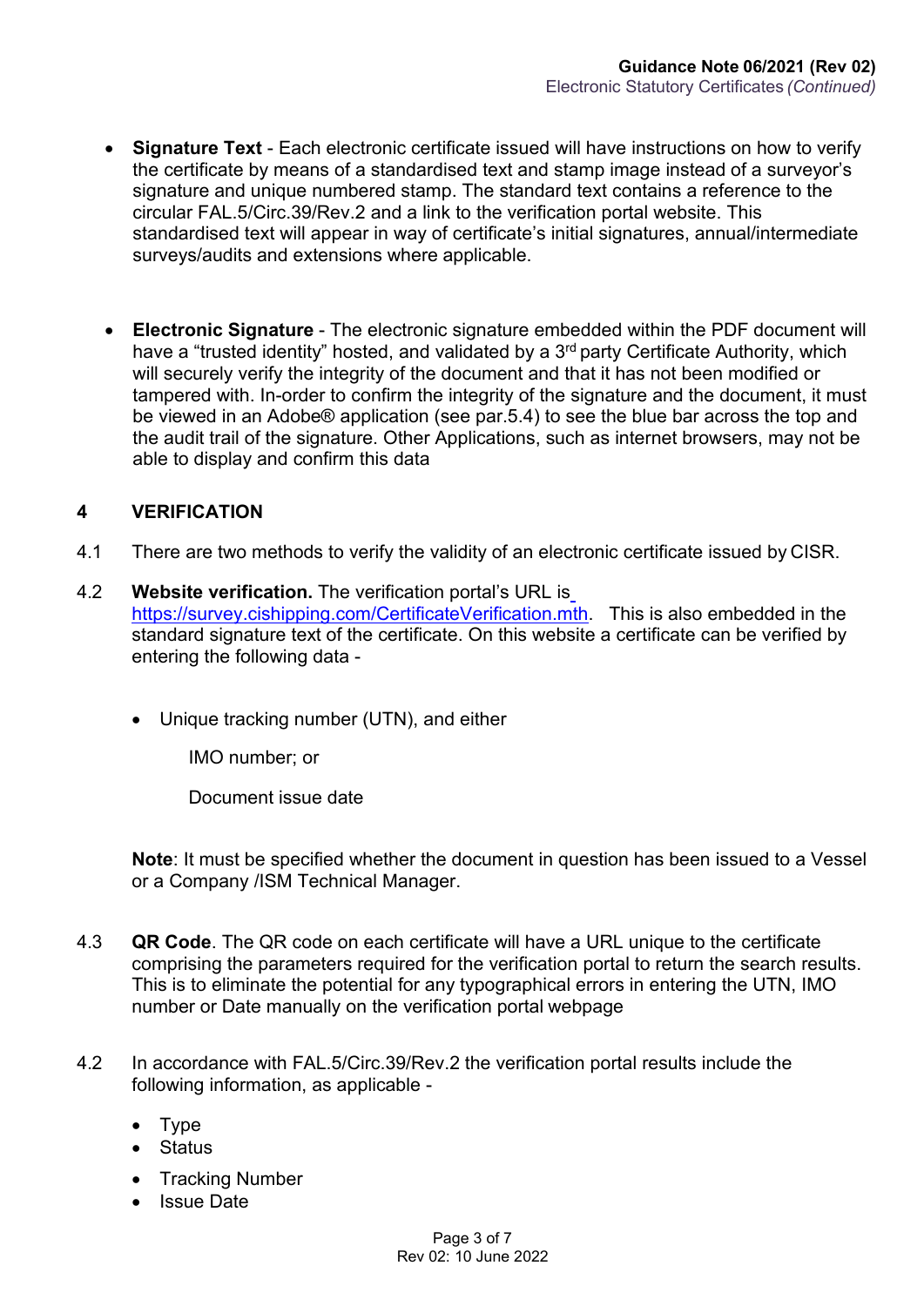- **Signature Text** - Each electronic certificate issued will have instructions on how to verify the certificate by means of a standardised text and stamp image instead of a surveyor's signature and unique numbered stamp. The standard text contains a reference to the circular FAL.5/Circ.39/Rev.2 and a link to the verification portal website. This standardised text will appear in way of certificate's initial signatures, annual/intermediate surveys/audits and extensions where applicable.

- **Electronic Signature** - The electronic signature embedded within the PDF document will have a "trusted identity" hosted, and validated by a 3rd party Certificate Authority, which will securely verify the integrity of the document and that it has not been modified or tampered with. In-order to confirm the integrity of the signature and the document, it must be viewed in an Adobe® application (see par.5.4) to see the blue bar across the top and the audit trail of the signature. Other Applications, such as internet browsers, may not be able to display and confirm this data

## 4 VERIFICATION

4.1 There are two methods to verify the validity of an electronic certificate issued by CISR.

4.2 **Website verification.** The verification portal's URL is https://survey.cishipping.com/CertificateVerification.mth. This is also embedded in the standard signature text of the certificate. On this website a certificate can be verified by entering the following data -

- Unique tracking number (UTN), and either

  IMO number; or

  Document issue date

**Note**: It must be specified whether the document in question has been issued to a Vessel or a Company /ISM Technical Manager.

4.3 **QR Code**. The QR code on each certificate will have a URL unique to the certificate comprising the parameters required for the verification portal to return the search results. This is to eliminate the potential for any typographical errors in entering the UTN, IMO number or Date manually on the verification portal webpage

4.2 In accordance with FAL.5/Circ.39/Rev.2 the verification portal results include the following information, as applicable -

- Type
- Status
- Tracking Number
- Issue Date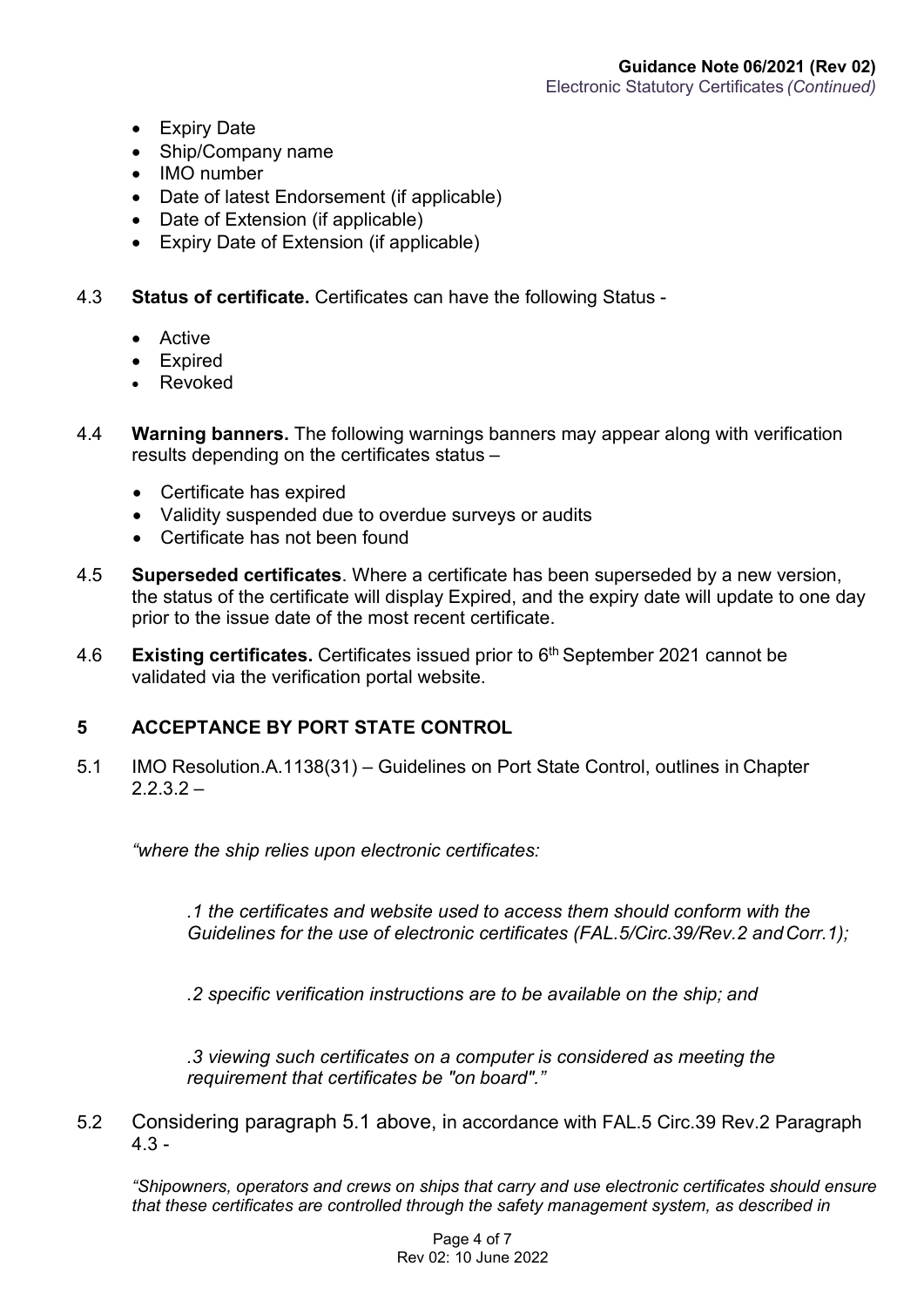- Expiry Date
- Ship/Company name
- IMO number
- Date of latest Endorsement (if applicable)
- Date of Extension (if applicable)
- Expiry Date of Extension (if applicable)

4.3 **Status of certificate.** Certificates can have the following Status -

- Active
- Expired
- Revoked

4.4 **Warning banners.** The following warnings banners may appear along with verification results depending on the certificates status –

- Certificate has expired
- Validity suspended due to overdue surveys or audits
- Certificate has not been found

4.5 **Superseded certificates**. Where a certificate has been superseded by a new version, the status of the certificate will display Expired, and the expiry date will update to one day prior to the issue date of the most recent certificate.

4.6 **Existing certificates.** Certificates issued prior to 6th September 2021 cannot be validated via the verification portal website.

## 5 ACCEPTANCE BY PORT STATE CONTROL

5.1 IMO Resolution.A.1138(31) – Guidelines on Port State Control, outlines in Chapter 2.2.3.2 –

*"where the ship relies upon electronic certificates:*

> *.1 the certificates and website used to access them should conform with the Guidelines for the use of electronic certificates (FAL.5/Circ.39/Rev.2 and Corr.1);*
>
> *.2 specific verification instructions are to be available on the ship; and*
>
> *.3 viewing such certificates on a computer is considered as meeting the requirement that certificates be "on board"."*

5.2 Considering paragraph 5.1 above, in accordance with FAL.5 Circ.39 Rev.2 Paragraph 4.3 -

*"Shipowners, operators and crews on ships that carry and use electronic certificates should ensure that these certificates are controlled through the safety management system, as described in*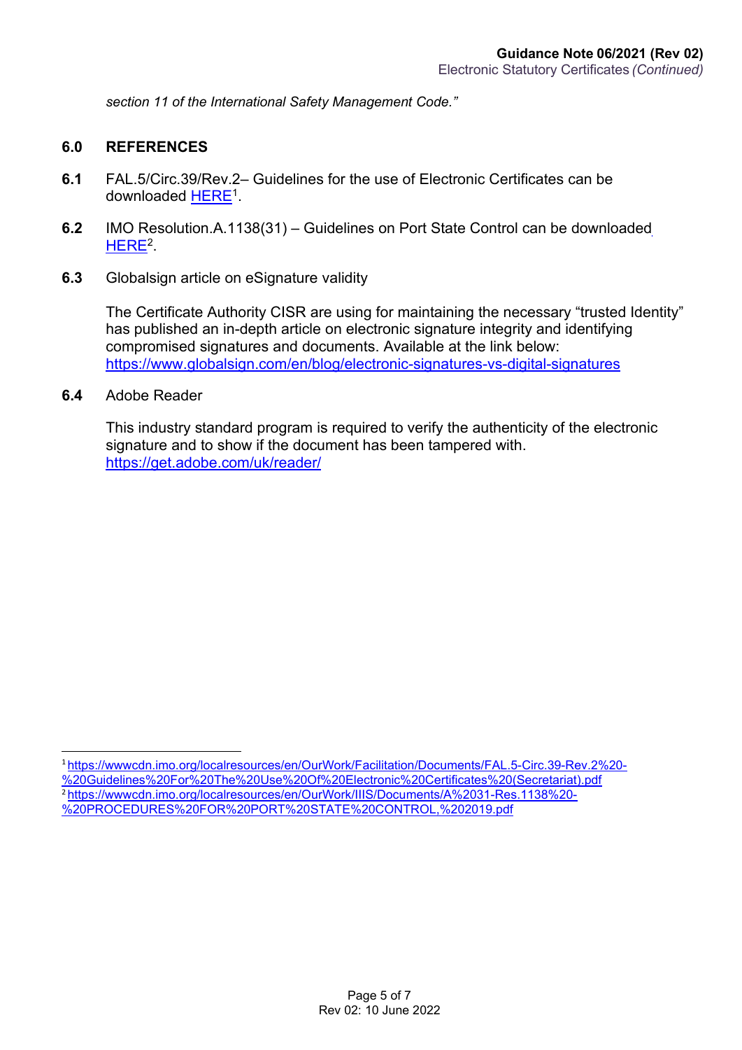*section 11 of the International Safety Management Code."*

## 6.0 REFERENCES

**6.1** FAL.5/Circ.39/Rev.2– Guidelines for the use of Electronic Certificates can be downloaded HERE[1].

**6.2** IMO Resolution.A.1138(31) – Guidelines on Port State Control can be downloaded HERE[2].

**6.3** Globalsign article on eSignature validity

The Certificate Authority CISR are using for maintaining the necessary "trusted Identity" has published an in-depth article on electronic signature integrity and identifying compromised signatures and documents. Available at the link below:
https://www.globalsign.com/en/blog/electronic-signatures-vs-digital-signatures

**6.4** Adobe Reader

This industry standard program is required to verify the authenticity of the electronic signature and to show if the document has been tampered with.
https://get.adobe.com/uk/reader/

---

[1] https://wwwcdn.imo.org/localresources/en/OurWork/Facilitation/Documents/FAL.5-Circ.39-Rev.2%20-%20Guidelines%20For%20The%20Use%20Of%20Electronic%20Certificates%20(Secretariat).pdf

[2] https://wwwcdn.imo.org/localresources/en/OurWork/IIIS/Documents/A%2031-Res.1138%20-%20PROCEDURES%20FOR%20PORT%20STATE%20CONTROL,%202019.pdf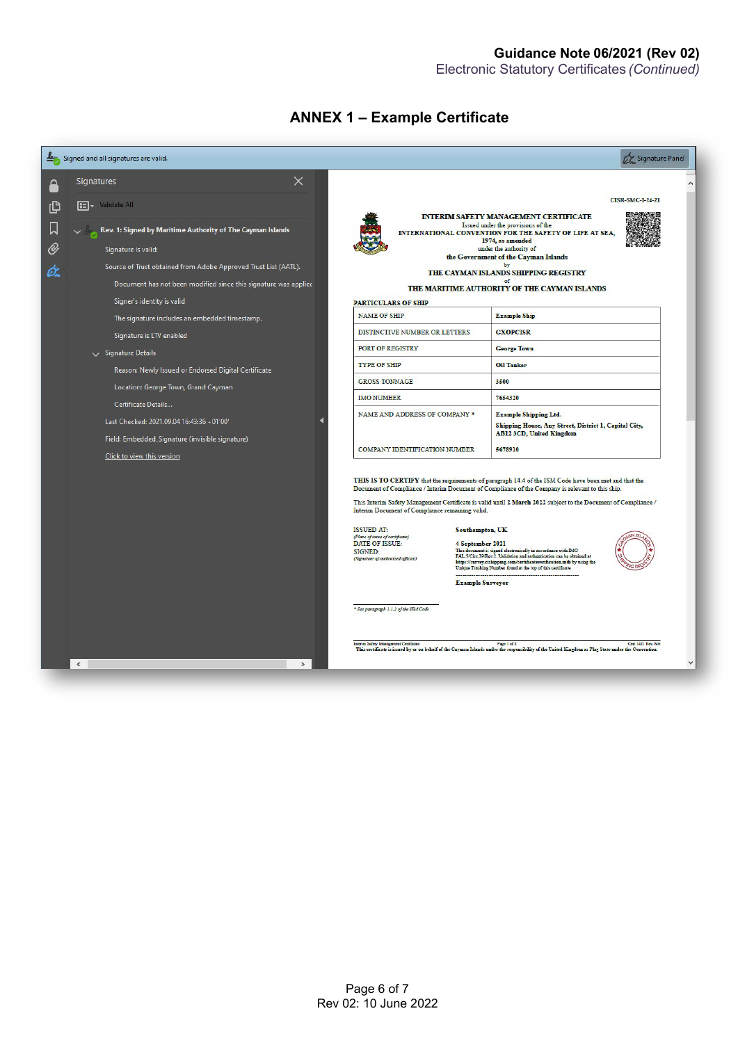## ANNEX 1 – Example Certificate

Signed and all signatures are valid.

Signature Panel

**Signatures**

Validate All

**Rev. 1: Signed by Maritime Authority of The Cayman Islands**

Signature is valid:

Source of Trust obtained from Adobe Approved Trust List (AATL).

Document has not been modified since this signature was applie

Signer's identity is valid

The signature includes an embedded timestamp.

Signature is LTV enabled

Signature Details

Reason: Newly Issued or Endorsed Digital Certificate

Location: George Town, Grand Cayman

Certificate Details...

Last Checked: 2021.09.04 16:43:36 +01'00'

Field: Embedded_Signature (invisible signature)

Click to view this version

CISR-SMC-1-24-21

**INTERIM SAFETY MANAGEMENT CERTIFICATE**

Issued under the provisions of the
**INTERNATIONAL CONVENTION FOR THE SAFETY OF LIFE AT SEA, 1974, as amended**
under the authority of
**the Government of the Cayman Islands**
by
**THE CAYMAN ISLANDS SHIPPING REGISTRY**
of
**THE MARITIME AUTHORITY OF THE CAYMAN ISLANDS**

**PARTICULARS OF SHIP**

| | |
|---|---|
| NAME OF SHIP | **Example Ship** |
| DISTINCTIVE NUMBER OR LETTERS | **CXOPCISR** |
| PORT OF REGISTRY | **George Town** |
| TYPE OF SHIP | **Oil Tanker** |
| GROSS TONNAGE | **3500** |
| IMO NUMBER | **7654320** |
| NAME AND ADDRESS OF COMPANY * | **Example Shipping Ltd.** **Shipping House, Any Street, District 1, Capital City, AB12 3CD, United Kingdom** |
| COMPANY IDENTIFICATION NUMBER | **5678910** |

**THIS IS TO CERTIFY** that the requirements of paragraph 14.4 of the ISM Code have been met and that the Document of Compliance / Interim Document of Compliance of the Company is relevant to this ship.

This Interim Safety Management Certificate is valid until **2 March 2022** subject to the Document of Compliance / Interim Document of Compliance remaining valid.

ISSUED AT: **Southampton, UK**
*(Place of issue of certificate)*

DATE OF ISSUE: **4 September 2021**

SIGNED: This document is signed electronically in accordance with IMO FAL.5/Circ.39/Rev.2. Validation and authentication can be obtained at https://survey.cishipping.com/certificateverification.mth by using the Unique Tracking Number found at the top of this certificate
*(Signature of authorised official)*

**Example Surveyor**

* *See paragraph 1.1.2 of the ISM Code*

Interim Safety Management Certificate — Page 1 of 2 — Cert. 142 Rev. N/0

**This certificate is issued by or on behalf of the Cayman Islands under the responsibility of the United Kingdom as Flag State under the Convention.**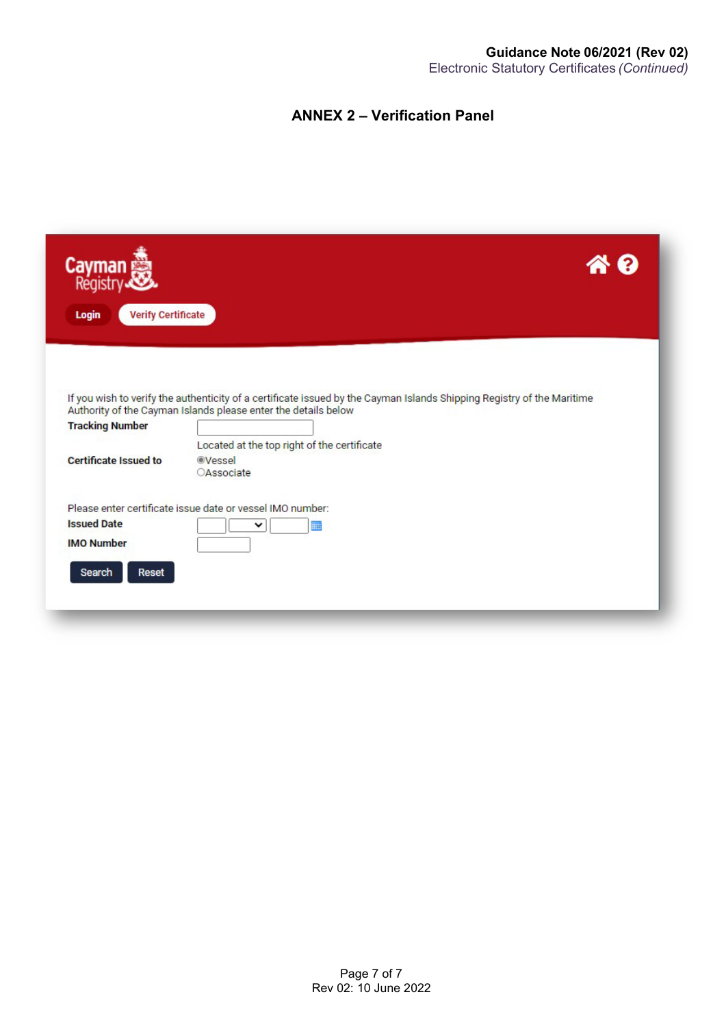## ANNEX 2 – Verification Panel

Cayman Registry

Login

Verify Certificate

If you wish to verify the authenticity of a certificate issued by the Cayman Islands Shipping Registry of the Maritime Authority of the Cayman Islands please enter the details below

**Tracking Number**

Located at the top right of the certificate

**Certificate Issued to**

Vessel

Associate

Please enter certificate issue date or vessel IMO number:

**Issued Date**

**IMO Number**

Search

Reset